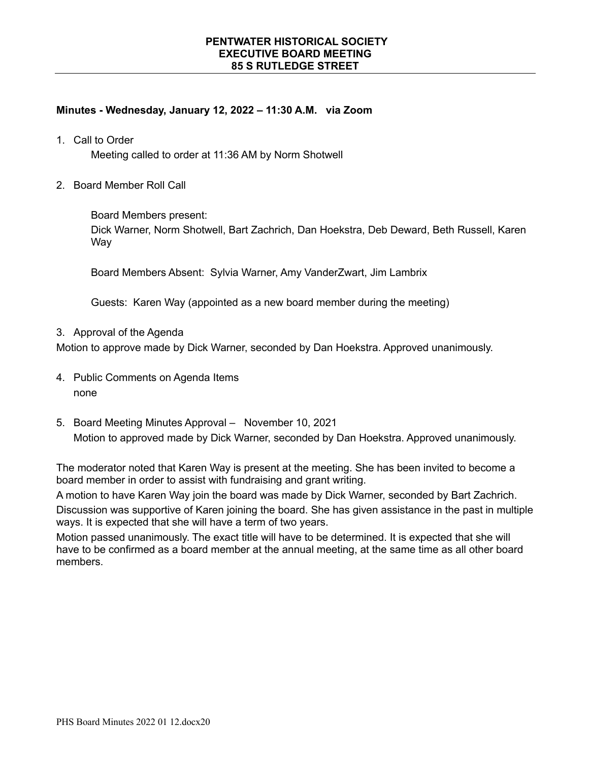# PENTWATER HISTORICAL SOCIETY
## EXECUTIVE BOARD MEETING
## 85 S RUTLEDGE STREET

**Minutes - Wednesday, January 12, 2022 – 11:30 A.M. via Zoom**

1. Call to Order

   Meeting called to order at 11:36 AM by Norm Shotwell

2. Board Member Roll Call

   Board Members present:
   Dick Warner, Norm Shotwell, Bart Zachrich, Dan Hoekstra, Deb Deward, Beth Russell, Karen Way

   Board Members Absent: Sylvia Warner, Amy VanderZwart, Jim Lambrix

   Guests: Karen Way (appointed as a new board member during the meeting)

3. Approval of the Agenda

Motion to approve made by Dick Warner, seconded by Dan Hoekstra. Approved unanimously.

4. Public Comments on Agenda Items

   none

5. Board Meeting Minutes Approval – November 10, 2021

   Motion to approved made by Dick Warner, seconded by Dan Hoekstra. Approved unanimously.

The moderator noted that Karen Way is present at the meeting. She has been invited to become a board member in order to assist with fundraising and grant writing.

A motion to have Karen Way join the board was made by Dick Warner, seconded by Bart Zachrich.

Discussion was supportive of Karen joining the board. She has given assistance in the past in multiple ways. It is expected that she will have a term of two years.

Motion passed unanimously. The exact title will have to be determined. It is expected that she will have to be confirmed as a board member at the annual meeting, at the same time as all other board members.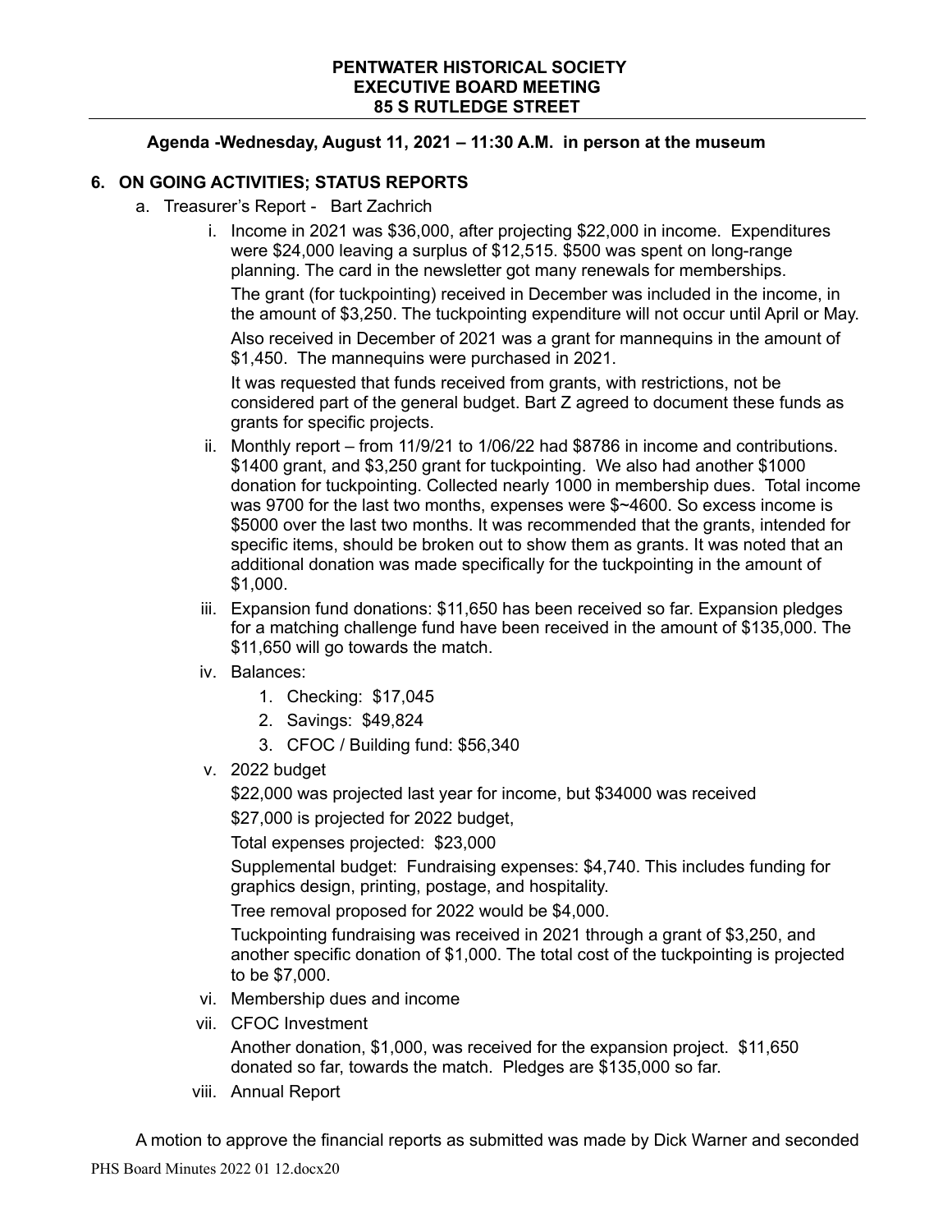**PENTWATER HISTORICAL SOCIETY**
**EXECUTIVE BOARD MEETING**
**85 S RUTLEDGE STREET**

---

**Agenda -Wednesday, August 11, 2021 – 11:30 A.M. in person at the museum**

## 6. ON GOING ACTIVITIES; STATUS REPORTS

a. Treasurer's Report - Bart Zachrich

   i. Income in 2021 was $36,000, after projecting $22,000 in income. Expenditures were $24,000 leaving a surplus of $12,515. $500 was spent on long-range planning. The card in the newsletter got many renewals for memberships.

      The grant (for tuckpointing) received in December was included in the income, in the amount of $3,250. The tuckpointing expenditure will not occur until April or May.

      Also received in December of 2021 was a grant for mannequins in the amount of $1,450. The mannequins were purchased in 2021.

      It was requested that funds received from grants, with restrictions, not be considered part of the general budget. Bart Z agreed to document these funds as grants for specific projects.

   ii. Monthly report – from 11/9/21 to 1/06/22 had $8786 in income and contributions. $1400 grant, and $3,250 grant for tuckpointing. We also had another $1000 donation for tuckpointing. Collected nearly 1000 in membership dues. Total income was 9700 for the last two months, expenses were $~4600. So excess income is $5000 over the last two months. It was recommended that the grants, intended for specific items, should be broken out to show them as grants. It was noted that an additional donation was made specifically for the tuckpointing in the amount of $1,000.

   iii. Expansion fund donations: $11,650 has been received so far. Expansion pledges for a matching challenge fund have been received in the amount of $135,000. The $11,650 will go towards the match.

   iv. Balances:

      1. Checking: $17,045
      2. Savings: $49,824
      3. CFOC / Building fund: $56,340

   v. 2022 budget

      $22,000 was projected last year for income, but $34000 was received

      $27,000 is projected for 2022 budget,

      Total expenses projected: $23,000

      Supplemental budget: Fundraising expenses: $4,740. This includes funding for graphics design, printing, postage, and hospitality.

      Tree removal proposed for 2022 would be $4,000.

      Tuckpointing fundraising was received in 2021 through a grant of $3,250, and another specific donation of $1,000. The total cost of the tuckpointing is projected to be $7,000.

   vi. Membership dues and income

   vii. CFOC Investment

      Another donation, $1,000, was received for the expansion project. $11,650 donated so far, towards the match. Pledges are $135,000 so far.

   viii. Annual Report

A motion to approve the financial reports as submitted was made by Dick Warner and seconded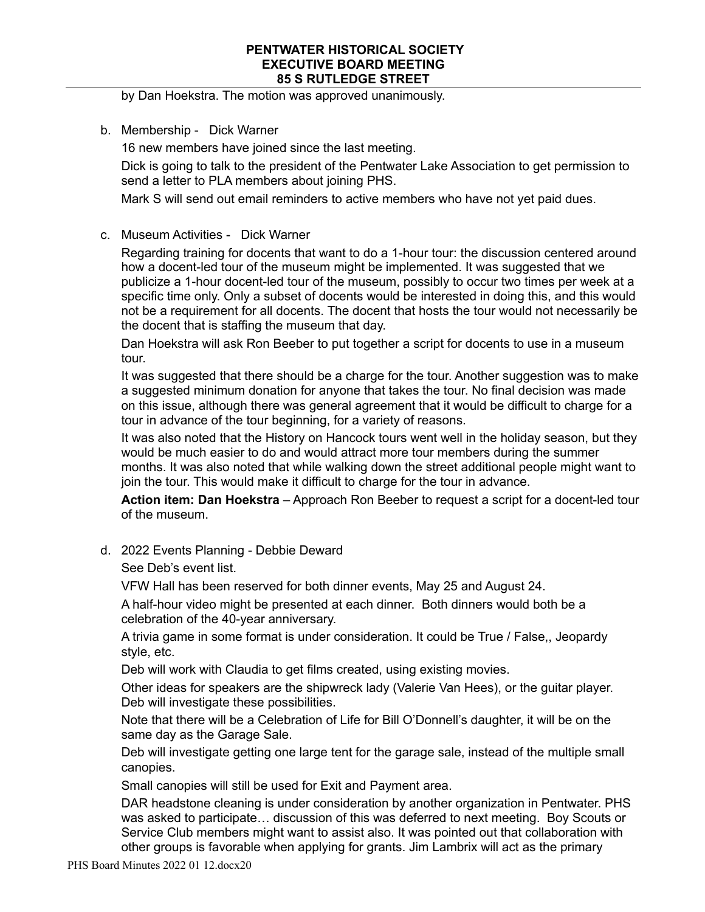by Dan Hoekstra. The motion was approved unanimously.

b. Membership - Dick Warner

   16 new members have joined since the last meeting.

   Dick is going to talk to the president of the Pentwater Lake Association to get permission to send a letter to PLA members about joining PHS.

   Mark S will send out email reminders to active members who have not yet paid dues.

c. Museum Activities - Dick Warner

   Regarding training for docents that want to do a 1-hour tour: the discussion centered around how a docent-led tour of the museum might be implemented. It was suggested that we publicize a 1-hour docent-led tour of the museum, possibly to occur two times per week at a specific time only. Only a subset of docents would be interested in doing this, and this would not be a requirement for all docents. The docent that hosts the tour would not necessarily be the docent that is staffing the museum that day.

   Dan Hoekstra will ask Ron Beeber to put together a script for docents to use in a museum tour.

   It was suggested that there should be a charge for the tour. Another suggestion was to make a suggested minimum donation for anyone that takes the tour. No final decision was made on this issue, although there was general agreement that it would be difficult to charge for a tour in advance of the tour beginning, for a variety of reasons.

   It was also noted that the History on Hancock tours went well in the holiday season, but they would be much easier to do and would attract more tour members during the summer months. It was also noted that while walking down the street additional people might want to join the tour. This would make it difficult to charge for the tour in advance.

   **Action item: Dan Hoekstra** – Approach Ron Beeber to request a script for a docent-led tour of the museum.

d. 2022 Events Planning - Debbie Deward

   See Deb's event list.

   VFW Hall has been reserved for both dinner events, May 25 and August 24.

   A half-hour video might be presented at each dinner. Both dinners would both be a celebration of the 40-year anniversary.

   A trivia game in some format is under consideration. It could be True / False,, Jeopardy style, etc.

   Deb will work with Claudia to get films created, using existing movies.

   Other ideas for speakers are the shipwreck lady (Valerie Van Hees), or the guitar player. Deb will investigate these possibilities.

   Note that there will be a Celebration of Life for Bill O'Donnell's daughter, it will be on the same day as the Garage Sale.

   Deb will investigate getting one large tent for the garage sale, instead of the multiple small canopies.

   Small canopies will still be used for Exit and Payment area.

   DAR headstone cleaning is under consideration by another organization in Pentwater. PHS was asked to participate… discussion of this was deferred to next meeting. Boy Scouts or Service Club members might want to assist also. It was pointed out that collaboration with other groups is favorable when applying for grants. Jim Lambrix will act as the primary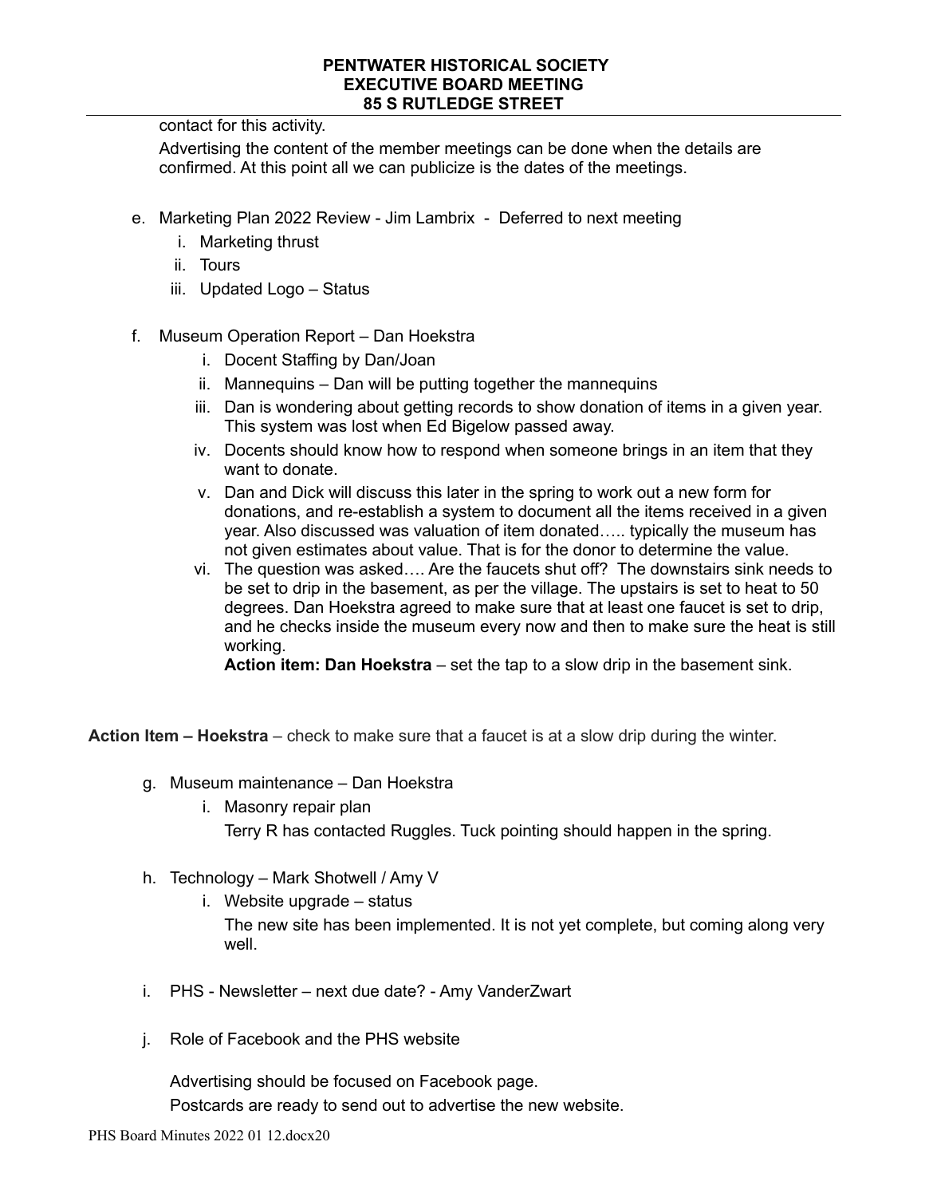contact for this activity.

Advertising the content of the member meetings can be done when the details are confirmed. At this point all we can publicize is the dates of the meetings.

e. Marketing Plan 2022 Review - Jim Lambrix - Deferred to next meeting
   i. Marketing thrust
   ii. Tours
   iii. Updated Logo – Status

f. Museum Operation Report – Dan Hoekstra
   i. Docent Staffing by Dan/Joan
   ii. Mannequins – Dan will be putting together the mannequins
   iii. Dan is wondering about getting records to show donation of items in a given year. This system was lost when Ed Bigelow passed away.
   iv. Docents should know how to respond when someone brings in an item that they want to donate.
   v. Dan and Dick will discuss this later in the spring to work out a new form for donations, and re-establish a system to document all the items received in a given year. Also discussed was valuation of item donated….. typically the museum has not given estimates about value. That is for the donor to determine the value.
   vi. The question was asked…. Are the faucets shut off? The downstairs sink needs to be set to drip in the basement, as per the village. The upstairs is set to heat to 50 degrees. Dan Hoekstra agreed to make sure that at least one faucet is set to drip, and he checks inside the museum every now and then to make sure the heat is still working.
   **Action item: Dan Hoekstra** – set the tap to a slow drip in the basement sink.

**Action Item – Hoekstra** – check to make sure that a faucet is at a slow drip during the winter.

g. Museum maintenance – Dan Hoekstra
   i. Masonry repair plan
   Terry R has contacted Ruggles. Tuck pointing should happen in the spring.

h. Technology – Mark Shotwell / Amy V
   i. Website upgrade – status
   The new site has been implemented. It is not yet complete, but coming along very well.

i. PHS - Newsletter – next due date? - Amy VanderZwart

j. Role of Facebook and the PHS website

   Advertising should be focused on Facebook page.
   Postcards are ready to send out to advertise the new website.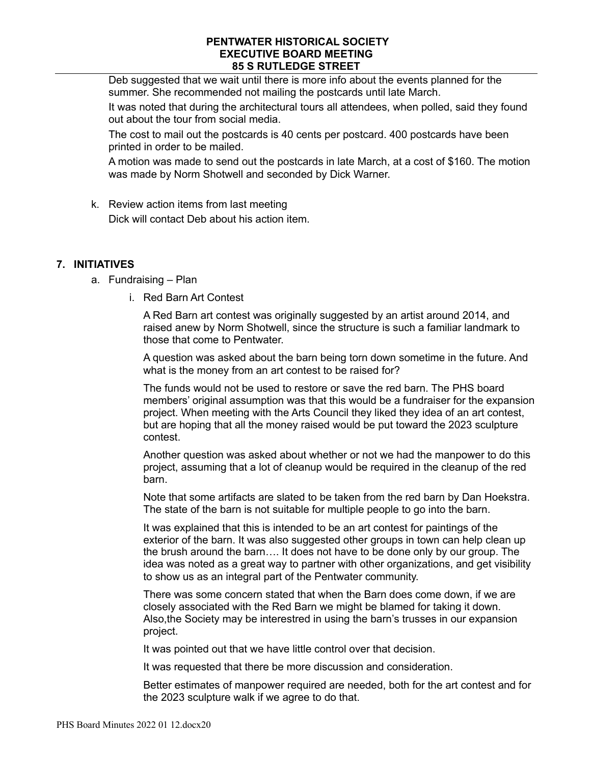Deb suggested that we wait until there is more info about the events planned for the summer. She recommended not mailing the postcards until late March.

It was noted that during the architectural tours all attendees, when polled, said they found out about the tour from social media.

The cost to mail out the postcards is 40 cents per postcard. 400 postcards have been printed in order to be mailed.

A motion was made to send out the postcards in late March, at a cost of $160. The motion was made by Norm Shotwell and seconded by Dick Warner.

k. Review action items from last meeting

   Dick will contact Deb about his action item.

## 7. INITIATIVES

a. Fundraising – Plan

   i. Red Barn Art Contest

      A Red Barn art contest was originally suggested by an artist around 2014, and raised anew by Norm Shotwell, since the structure is such a familiar landmark to those that come to Pentwater.

      A question was asked about the barn being torn down sometime in the future. And what is the money from an art contest to be raised for?

      The funds would not be used to restore or save the red barn. The PHS board members' original assumption was that this would be a fundraiser for the expansion project. When meeting with the Arts Council they liked they idea of an art contest, but are hoping that all the money raised would be put toward the 2023 sculpture contest.

      Another question was asked about whether or not we had the manpower to do this project, assuming that a lot of cleanup would be required in the cleanup of the red barn.

      Note that some artifacts are slated to be taken from the red barn by Dan Hoekstra. The state of the barn is not suitable for multiple people to go into the barn.

      It was explained that this is intended to be an art contest for paintings of the exterior of the barn. It was also suggested other groups in town can help clean up the brush around the barn…. It does not have to be done only by our group. The idea was noted as a great way to partner with other organizations, and get visibility to show us as an integral part of the Pentwater community.

      There was some concern stated that when the Barn does come down, if we are closely associated with the Red Barn we might be blamed for taking it down. Also,the Society may be interestred in using the barn's trusses in our expansion project.

      It was pointed out that we have little control over that decision.

      It was requested that there be more discussion and consideration.

      Better estimates of manpower required are needed, both for the art contest and for the 2023 sculpture walk if we agree to do that.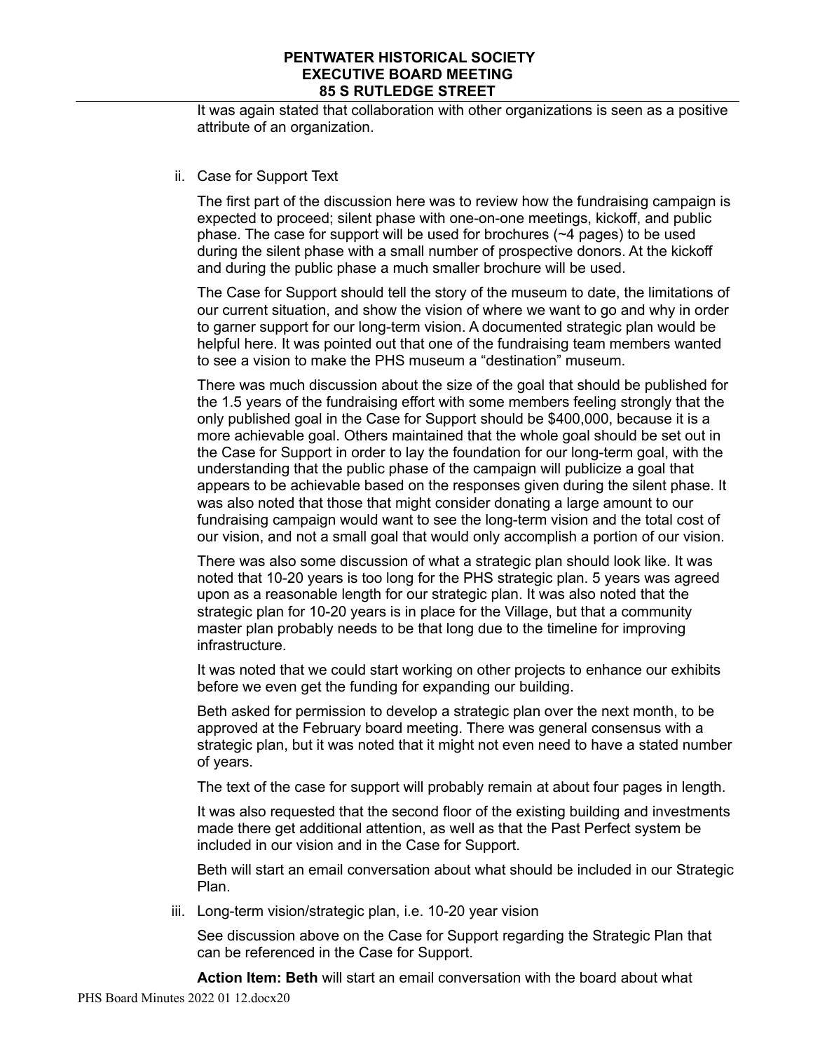It was again stated that collaboration with other organizations is seen as a positive attribute of an organization.

ii. Case for Support Text

The first part of the discussion here was to review how the fundraising campaign is expected to proceed; silent phase with one-on-one meetings, kickoff, and public phase. The case for support will be used for brochures (~4 pages) to be used during the silent phase with a small number of prospective donors. At the kickoff and during the public phase a much smaller brochure will be used.

The Case for Support should tell the story of the museum to date, the limitations of our current situation, and show the vision of where we want to go and why in order to garner support for our long-term vision. A documented strategic plan would be helpful here. It was pointed out that one of the fundraising team members wanted to see a vision to make the PHS museum a "destination" museum.

There was much discussion about the size of the goal that should be published for the 1.5 years of the fundraising effort with some members feeling strongly that the only published goal in the Case for Support should be $400,000, because it is a more achievable goal. Others maintained that the whole goal should be set out in the Case for Support in order to lay the foundation for our long-term goal, with the understanding that the public phase of the campaign will publicize a goal that appears to be achievable based on the responses given during the silent phase. It was also noted that those that might consider donating a large amount to our fundraising campaign would want to see the long-term vision and the total cost of our vision, and not a small goal that would only accomplish a portion of our vision.

There was also some discussion of what a strategic plan should look like. It was noted that 10-20 years is too long for the PHS strategic plan. 5 years was agreed upon as a reasonable length for our strategic plan. It was also noted that the strategic plan for 10-20 years is in place for the Village, but that a community master plan probably needs to be that long due to the timeline for improving infrastructure.

It was noted that we could start working on other projects to enhance our exhibits before we even get the funding for expanding our building.

Beth asked for permission to develop a strategic plan over the next month, to be approved at the February board meeting. There was general consensus with a strategic plan, but it was noted that it might not even need to have a stated number of years.

The text of the case for support will probably remain at about four pages in length.

It was also requested that the second floor of the existing building and investments made there get additional attention, as well as that the Past Perfect system be included in our vision and in the Case for Support.

Beth will start an email conversation about what should be included in our Strategic Plan.

iii. Long-term vision/strategic plan, i.e. 10-20 year vision

See discussion above on the Case for Support regarding the Strategic Plan that can be referenced in the Case for Support.

**Action Item: Beth** will start an email conversation with the board about what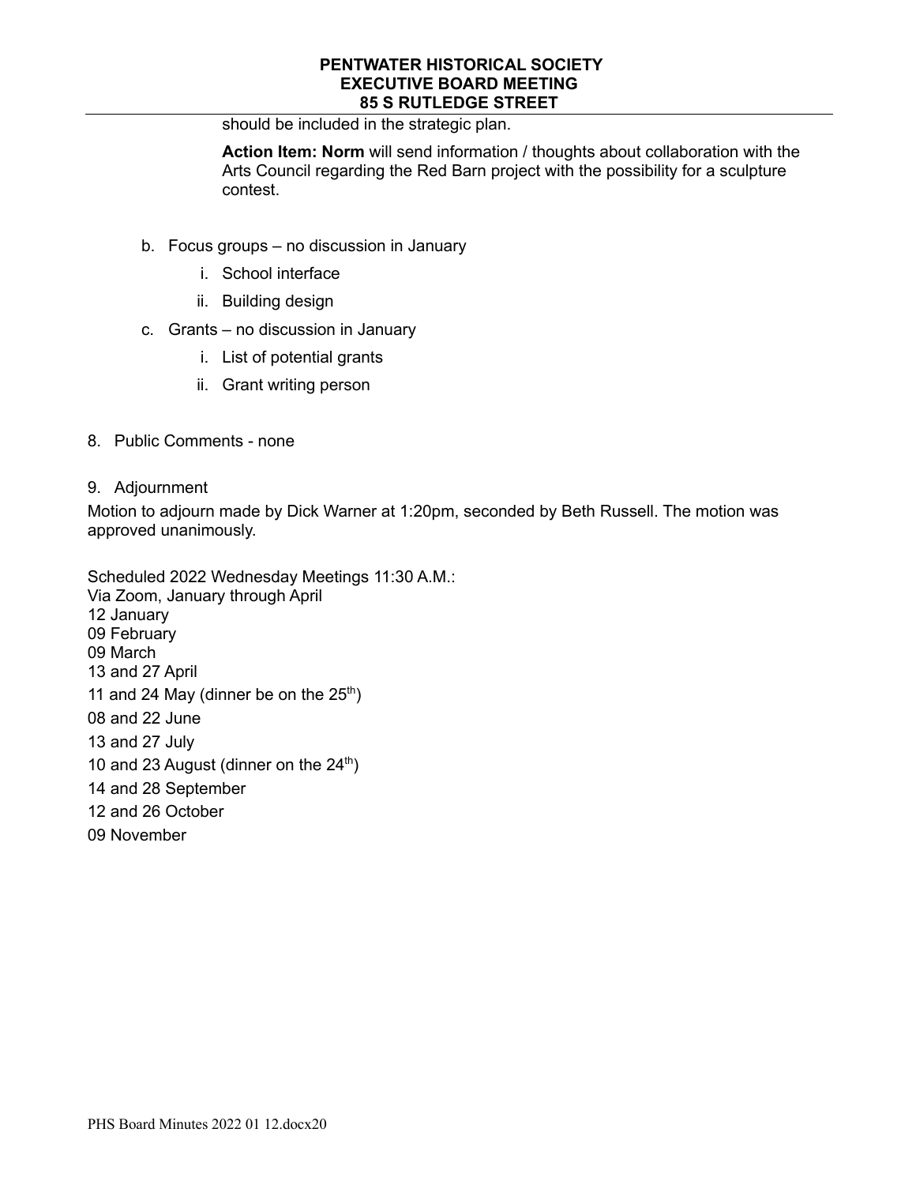should be included in the strategic plan.

**Action Item: Norm** will send information / thoughts about collaboration with the Arts Council regarding the Red Barn project with the possibility for a sculpture contest.

b. Focus groups – no discussion in January
   i. School interface
   ii. Building design
c. Grants – no discussion in January
   i. List of potential grants
   ii. Grant writing person

8. Public Comments - none

9. Adjournment

Motion to adjourn made by Dick Warner at 1:20pm, seconded by Beth Russell. The motion was approved unanimously.

Scheduled 2022 Wednesday Meetings 11:30 A.M.:
Via Zoom, January through April
12 January
09 February
09 March
13 and 27 April
11 and 24 May (dinner be on the 25th)
08 and 22 June
13 and 27 July
10 and 23 August (dinner on the 24th)
14 and 28 September
12 and 26 October
09 November